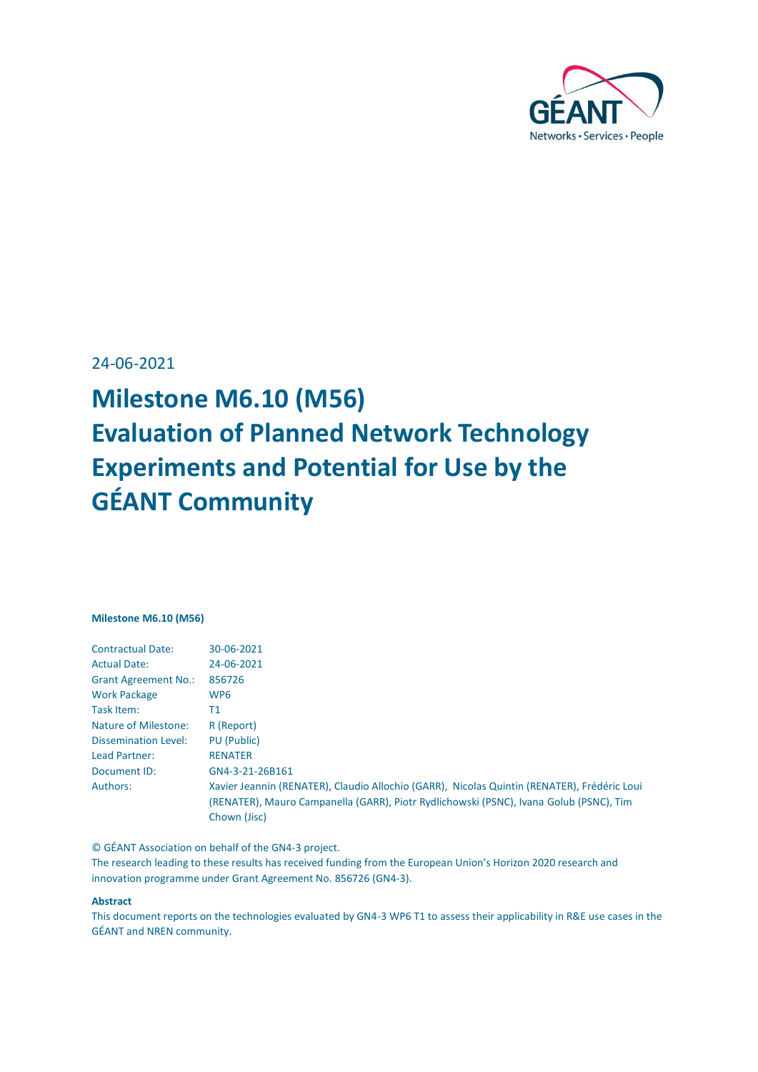GÉANT

Networks • Services • People

24-06-2021

# Milestone M6.10 (M56) Evaluation of Planned Network Technology Experiments and Potential for Use by the GÉANT Community

**Milestone M6.10 (M56)**

| | |
|---|---|
| Contractual Date: | 30-06-2021 |
| Actual Date: | 24-06-2021 |
| Grant Agreement No.: | 856726 |
| Work Package | WP6 |
| Task Item: | T1 |
| Nature of Milestone: | R (Report) |
| Dissemination Level: | PU (Public) |
| Lead Partner: | RENATER |
| Document ID: | GN4-3-21-26B161 |
| Authors: | Xavier Jeannin (RENATER), Claudio Allochio (GARR), Nicolas Quintin (RENATER), Frédéric Loui (RENATER), Mauro Campanella (GARR), Piotr Rydlichowski (PSNC), Ivana Golub (PSNC), Tim Chown (Jisc) |

© GÉANT Association on behalf of the GN4-3 project.
The research leading to these results has received funding from the European Union's Horizon 2020 research and innovation programme under Grant Agreement No. 856726 (GN4-3).

**Abstract**

This document reports on the technologies evaluated by GN4-3 WP6 T1 to assess their applicability in R&E use cases in the GÉANT and NREN community.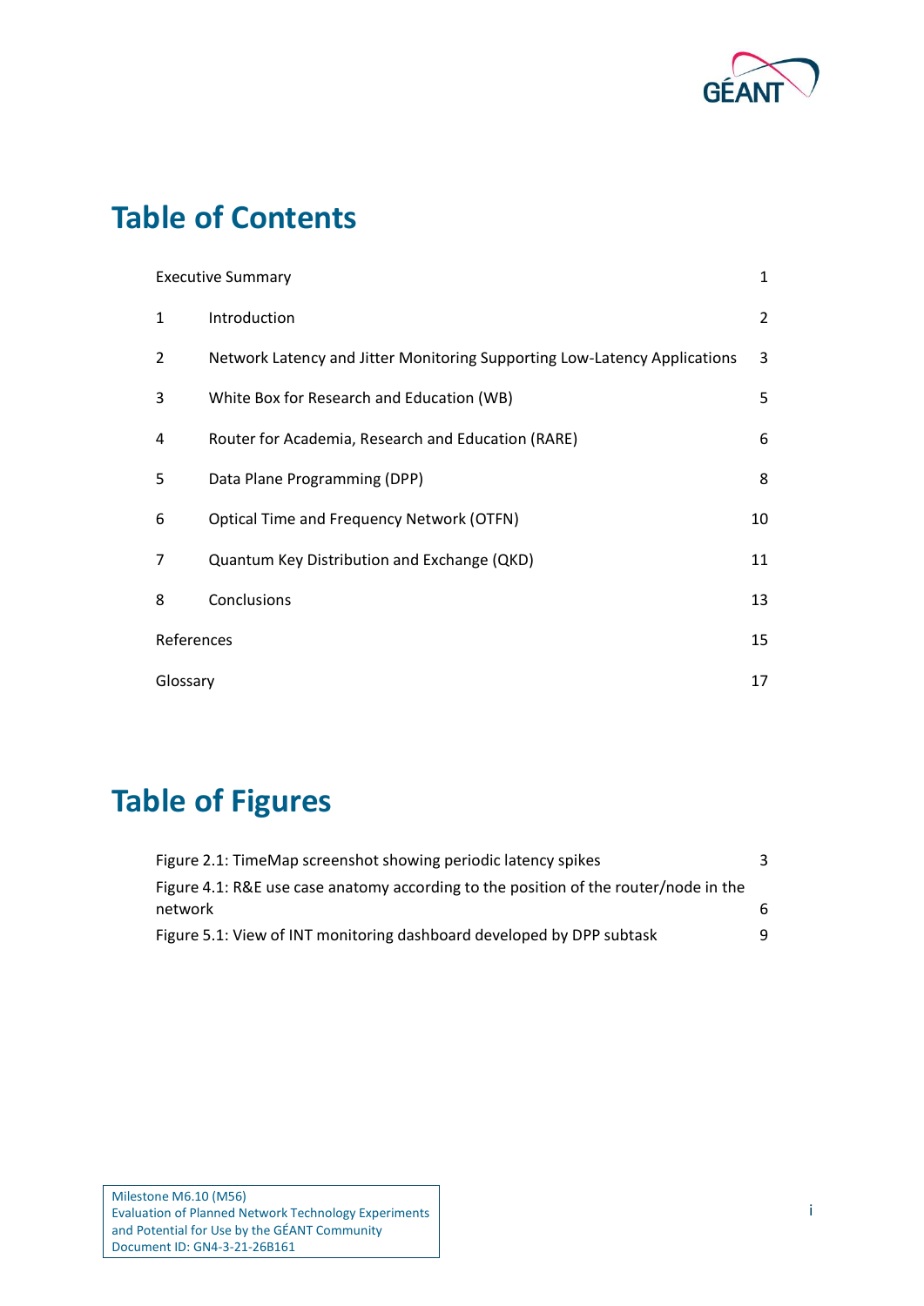# Table of Contents

| | | |
|---|---|---|
| Executive Summary | | 1 |
| 1 | Introduction | 2 |
| 2 | Network Latency and Jitter Monitoring Supporting Low-Latency Applications | 3 |
| 3 | White Box for Research and Education (WB) | 5 |
| 4 | Router for Academia, Research and Education (RARE) | 6 |
| 5 | Data Plane Programming (DPP) | 8 |
| 6 | Optical Time and Frequency Network (OTFN) | 10 |
| 7 | Quantum Key Distribution and Exchange (QKD) | 11 |
| 8 | Conclusions | 13 |
| References | | 15 |
| Glossary | | 17 |

# Table of Figures

| | |
|---|---|
| Figure 2.1: TimeMap screenshot showing periodic latency spikes | 3 |
| Figure 4.1: R&E use case anatomy according to the position of the router/node in the network | 6 |
| Figure 5.1: View of INT monitoring dashboard developed by DPP subtask | 9 |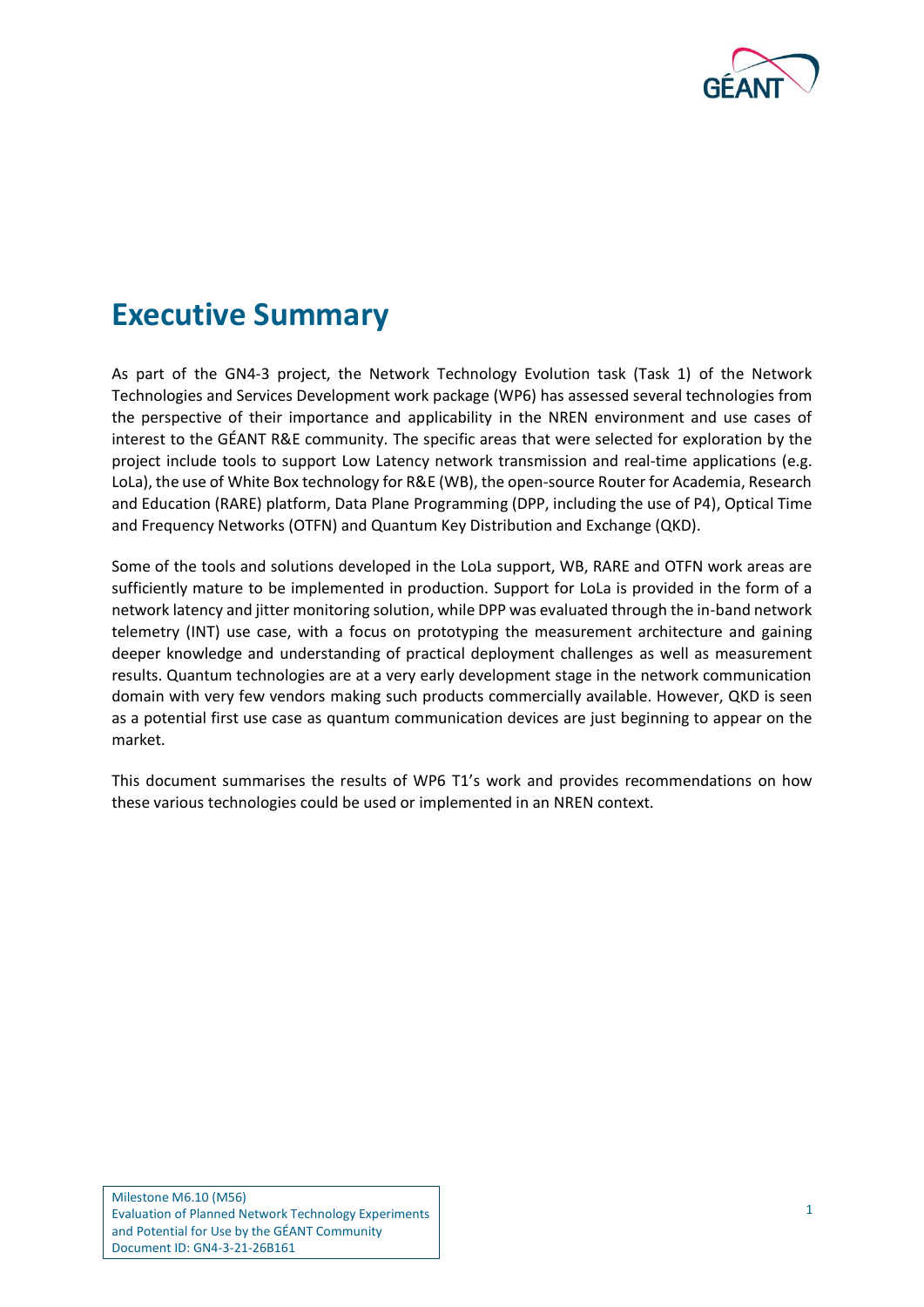# Executive Summary

As part of the GN4-3 project, the Network Technology Evolution task (Task 1) of the Network Technologies and Services Development work package (WP6) has assessed several technologies from the perspective of their importance and applicability in the NREN environment and use cases of interest to the GÉANT R&E community. The specific areas that were selected for exploration by the project include tools to support Low Latency network transmission and real-time applications (e.g. LoLa), the use of White Box technology for R&E (WB), the open-source Router for Academia, Research and Education (RARE) platform, Data Plane Programming (DPP, including the use of P4), Optical Time and Frequency Networks (OTFN) and Quantum Key Distribution and Exchange (QKD).

Some of the tools and solutions developed in the LoLa support, WB, RARE and OTFN work areas are sufficiently mature to be implemented in production. Support for LoLa is provided in the form of a network latency and jitter monitoring solution, while DPP was evaluated through the in-band network telemetry (INT) use case, with a focus on prototyping the measurement architecture and gaining deeper knowledge and understanding of practical deployment challenges as well as measurement results. Quantum technologies are at a very early development stage in the network communication domain with very few vendors making such products commercially available. However, QKD is seen as a potential first use case as quantum communication devices are just beginning to appear on the market.

This document summarises the results of WP6 T1's work and provides recommendations on how these various technologies could be used or implemented in an NREN context.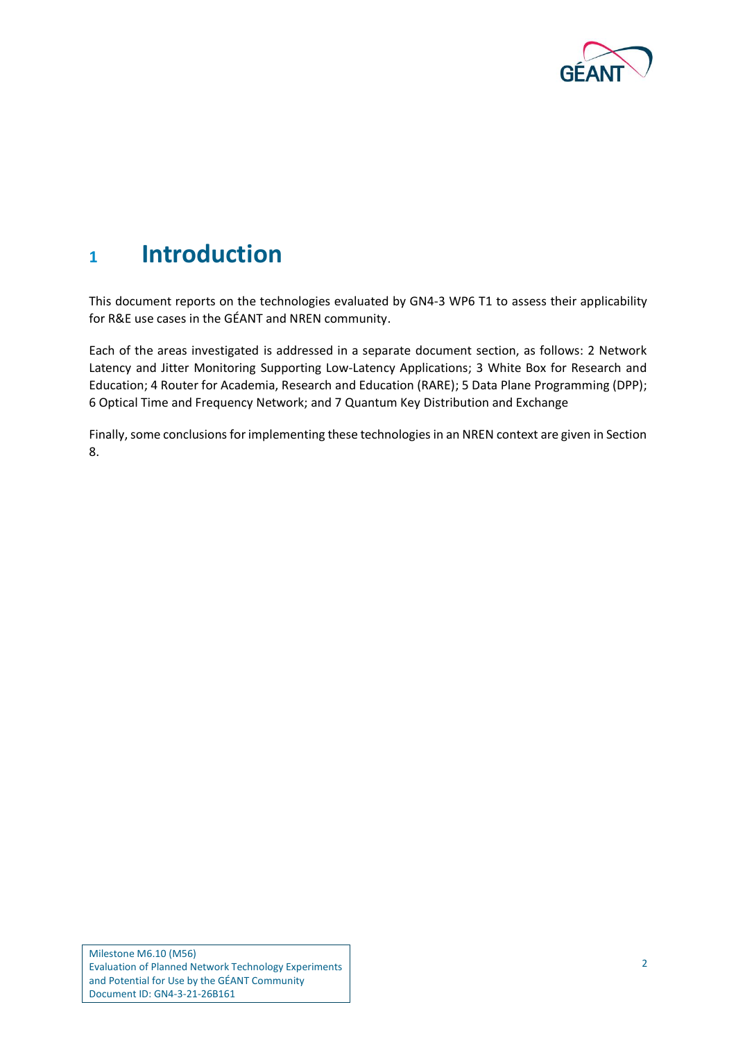# 1 Introduction

This document reports on the technologies evaluated by GN4-3 WP6 T1 to assess their applicability for R&E use cases in the GÉANT and NREN community.

Each of the areas investigated is addressed in a separate document section, as follows: 2 Network Latency and Jitter Monitoring Supporting Low-Latency Applications; 3 White Box for Research and Education; 4 Router for Academia, Research and Education (RARE); 5 Data Plane Programming (DPP); 6 Optical Time and Frequency Network; and 7 Quantum Key Distribution and Exchange

Finally, some conclusions for implementing these technologies in an NREN context are given in Section 8.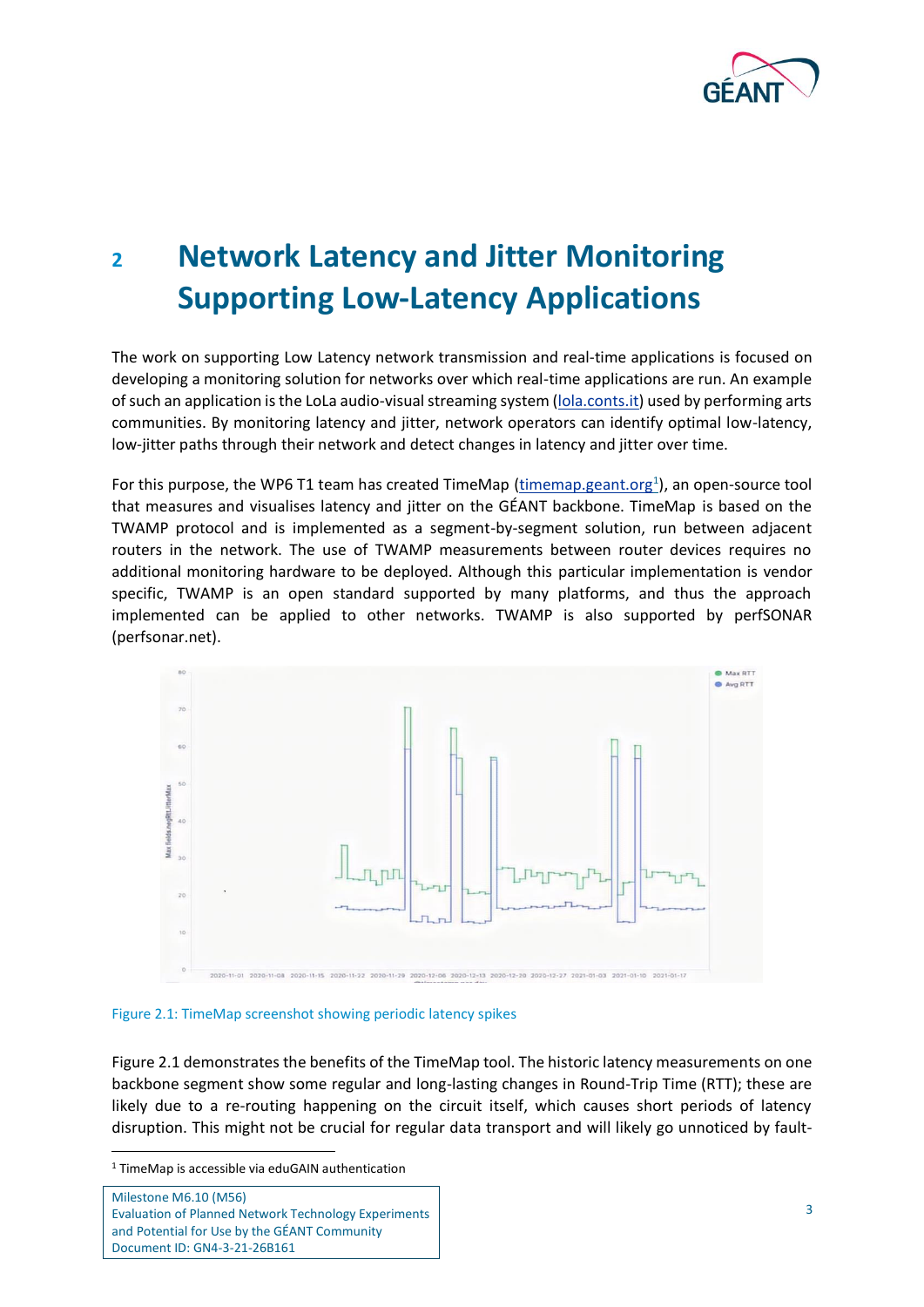# 2 Network Latency and Jitter Monitoring Supporting Low-Latency Applications

The work on supporting Low Latency network transmission and real-time applications is focused on developing a monitoring solution for networks over which real-time applications are run. An example of such an application is the LoLa audio-visual streaming system (lola.conts.it) used by performing arts communities. By monitoring latency and jitter, network operators can identify optimal low-latency, low-jitter paths through their network and detect changes in latency and jitter over time.

For this purpose, the WP6 T1 team has created TimeMap (timemap.geant.org[1]), an open-source tool that measures and visualises latency and jitter on the GÉANT backbone. TimeMap is based on the TWAMP protocol and is implemented as a segment-by-segment solution, run between adjacent routers in the network. The use of TWAMP measurements between router devices requires no additional monitoring hardware to be deployed. Although this particular implementation is vendor specific, TWAMP is an open standard supported by many platforms, and thus the approach implemented can be applied to other networks. TWAMP is also supported by perfSONAR (perfsonar.net).

Figure 2.1: TimeMap screenshot showing periodic latency spikes

Figure 2.1 demonstrates the benefits of the TimeMap tool. The historic latency measurements on one backbone segment show some regular and long-lasting changes in Round-Trip Time (RTT); these are likely due to a re-routing happening on the circuit itself, which causes short periods of latency disruption. This might not be crucial for regular data transport and will likely go unnoticed by fault-

[1] TimeMap is accessible via eduGAIN authentication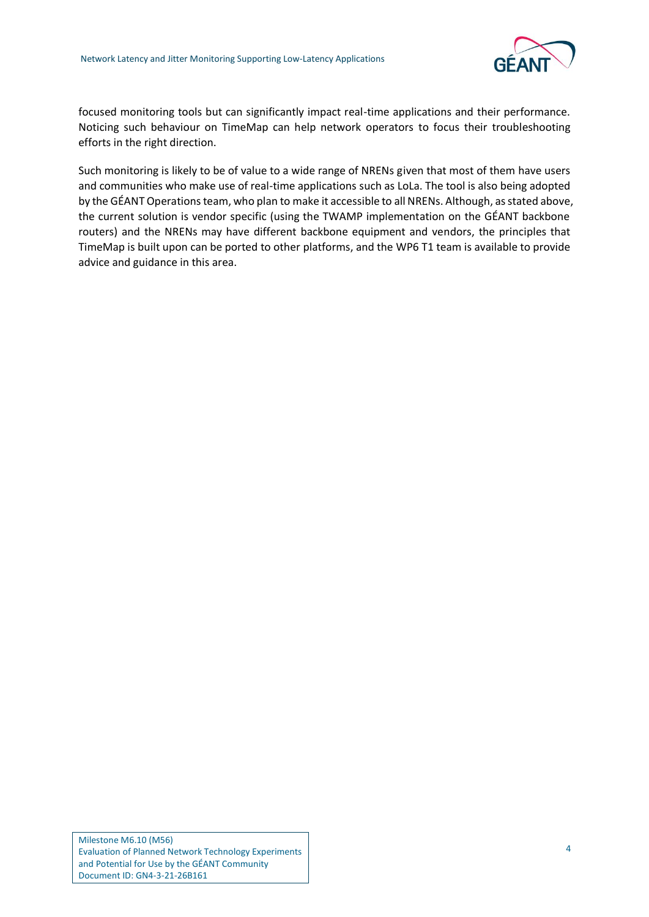focused monitoring tools but can significantly impact real-time applications and their performance. Noticing such behaviour on TimeMap can help network operators to focus their troubleshooting efforts in the right direction.

Such monitoring is likely to be of value to a wide range of NRENs given that most of them have users and communities who make use of real-time applications such as LoLa. The tool is also being adopted by the GÉANT Operations team, who plan to make it accessible to all NRENs. Although, as stated above, the current solution is vendor specific (using the TWAMP implementation on the GÉANT backbone routers) and the NRENs may have different backbone equipment and vendors, the principles that TimeMap is built upon can be ported to other platforms, and the WP6 T1 team is available to provide advice and guidance in this area.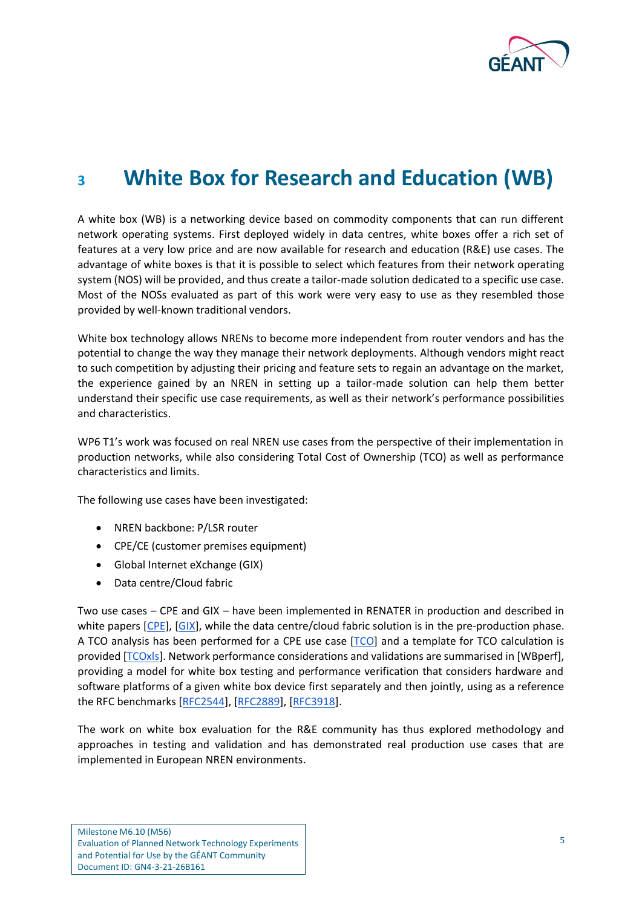# 3 White Box for Research and Education (WB)

A white box (WB) is a networking device based on commodity components that can run different network operating systems. First deployed widely in data centres, white boxes offer a rich set of features at a very low price and are now available for research and education (R&E) use cases. The advantage of white boxes is that it is possible to select which features from their network operating system (NOS) will be provided, and thus create a tailor-made solution dedicated to a specific use case. Most of the NOSs evaluated as part of this work were very easy to use as they resembled those provided by well-known traditional vendors.

White box technology allows NRENs to become more independent from router vendors and has the potential to change the way they manage their network deployments. Although vendors might react to such competition by adjusting their pricing and feature sets to regain an advantage on the market, the experience gained by an NREN in setting up a tailor-made solution can help them better understand their specific use case requirements, as well as their network's performance possibilities and characteristics.

WP6 T1's work was focused on real NREN use cases from the perspective of their implementation in production networks, while also considering Total Cost of Ownership (TCO) as well as performance characteristics and limits.

The following use cases have been investigated:

- NREN backbone: P/LSR router
- CPE/CE (customer premises equipment)
- Global Internet eXchange (GIX)
- Data centre/Cloud fabric

Two use cases – CPE and GIX – have been implemented in RENATER in production and described in white papers [CPE], [GIX], while the data centre/cloud fabric solution is in the pre-production phase. A TCO analysis has been performed for a CPE use case [TCO] and a template for TCO calculation is provided [TCOxls]. Network performance considerations and validations are summarised in [WBperf], providing a model for white box testing and performance verification that considers hardware and software platforms of a given white box device first separately and then jointly, using as a reference the RFC benchmarks [RFC2544], [RFC2889], [RFC3918].

The work on white box evaluation for the R&E community has thus explored methodology and approaches in testing and validation and has demonstrated real production use cases that are implemented in European NREN environments.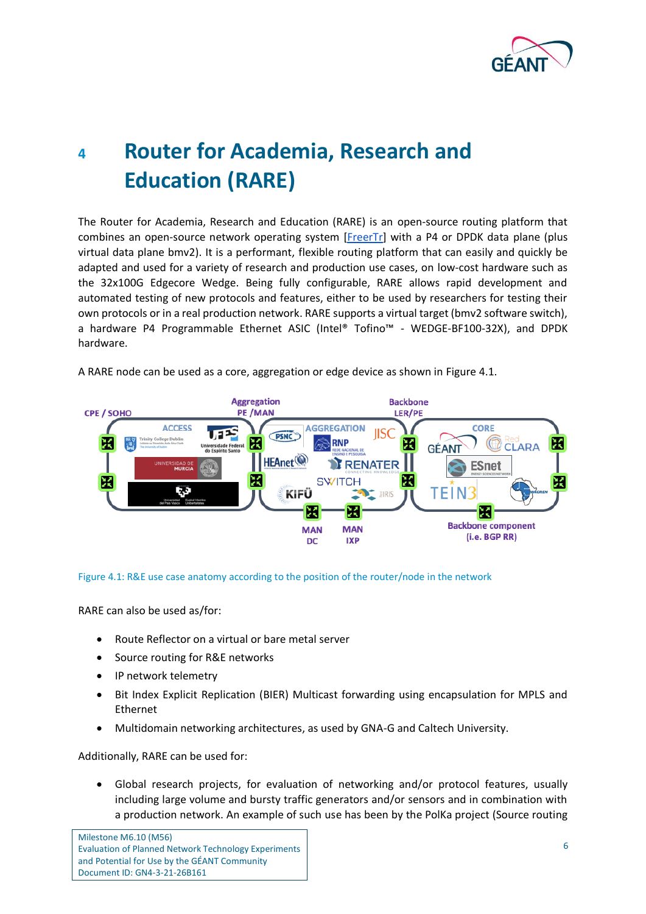# 4 Router for Academia, Research and Education (RARE)

The Router for Academia, Research and Education (RARE) is an open-source routing platform that combines an open-source network operating system [FreerTr] with a P4 or DPDK data plane (plus virtual data plane bmv2). It is a performant, flexible routing platform that can easily and quickly be adapted and used for a variety of research and production use cases, on low-cost hardware such as the 32x100G Edgecore Wedge. Being fully configurable, RARE allows rapid development and automated testing of new protocols and features, either to be used by researchers for testing their own protocols or in a real production network. RARE supports a virtual target (bmv2 software switch), a hardware P4 Programmable Ethernet ASIC (Intel® Tofino™ - WEDGE-BF100-32X), and DPDK hardware.

A RARE node can be used as a core, aggregation or edge device as shown in Figure 4.1.

Figure 4.1: R&E use case anatomy according to the position of the router/node in the network

RARE can also be used as/for:

- Route Reflector on a virtual or bare metal server
- Source routing for R&E networks
- IP network telemetry
- Bit Index Explicit Replication (BIER) Multicast forwarding using encapsulation for MPLS and Ethernet
- Multidomain networking architectures, as used by GNA-G and Caltech University.

Additionally, RARE can be used for:

- Global research projects, for evaluation of networking and/or protocol features, usually including large volume and bursty traffic generators and/or sensors and in combination with a production network. An example of such use has been by the PolKa project (Source routing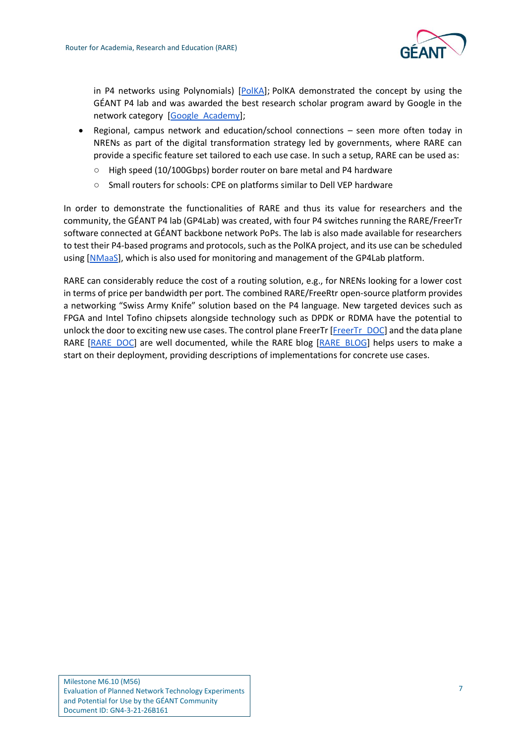in P4 networks using Polynomials) [PolKA]; PolKA demonstrated the concept by using the GÉANT P4 lab and was awarded the best research scholar program award by Google in the network category [Google_Academy];

- Regional, campus network and education/school connections – seen more often today in NRENs as part of the digital transformation strategy led by governments, where RARE can provide a specific feature set tailored to each use case. In such a setup, RARE can be used as:
  - High speed (10/100Gbps) border router on bare metal and P4 hardware
  - Small routers for schools: CPE on platforms similar to Dell VEP hardware

In order to demonstrate the functionalities of RARE and thus its value for researchers and the community, the GÉANT P4 lab (GP4Lab) was created, with four P4 switches running the RARE/FreerTr software connected at GÉANT backbone network PoPs. The lab is also made available for researchers to test their P4-based programs and protocols, such as the PolKA project, and its use can be scheduled using [NMaaS], which is also used for monitoring and management of the GP4Lab platform.

RARE can considerably reduce the cost of a routing solution, e.g., for NRENs looking for a lower cost in terms of price per bandwidth per port. The combined RARE/FreeRtr open-source platform provides a networking "Swiss Army Knife" solution based on the P4 language. New targeted devices such as FPGA and Intel Tofino chipsets alongside technology such as DPDK or RDMA have the potential to unlock the door to exciting new use cases. The control plane FreerTr [FreerTr_DOC] and the data plane RARE [RARE_DOC] are well documented, while the RARE blog [RARE_BLOG] helps users to make a start on their deployment, providing descriptions of implementations for concrete use cases.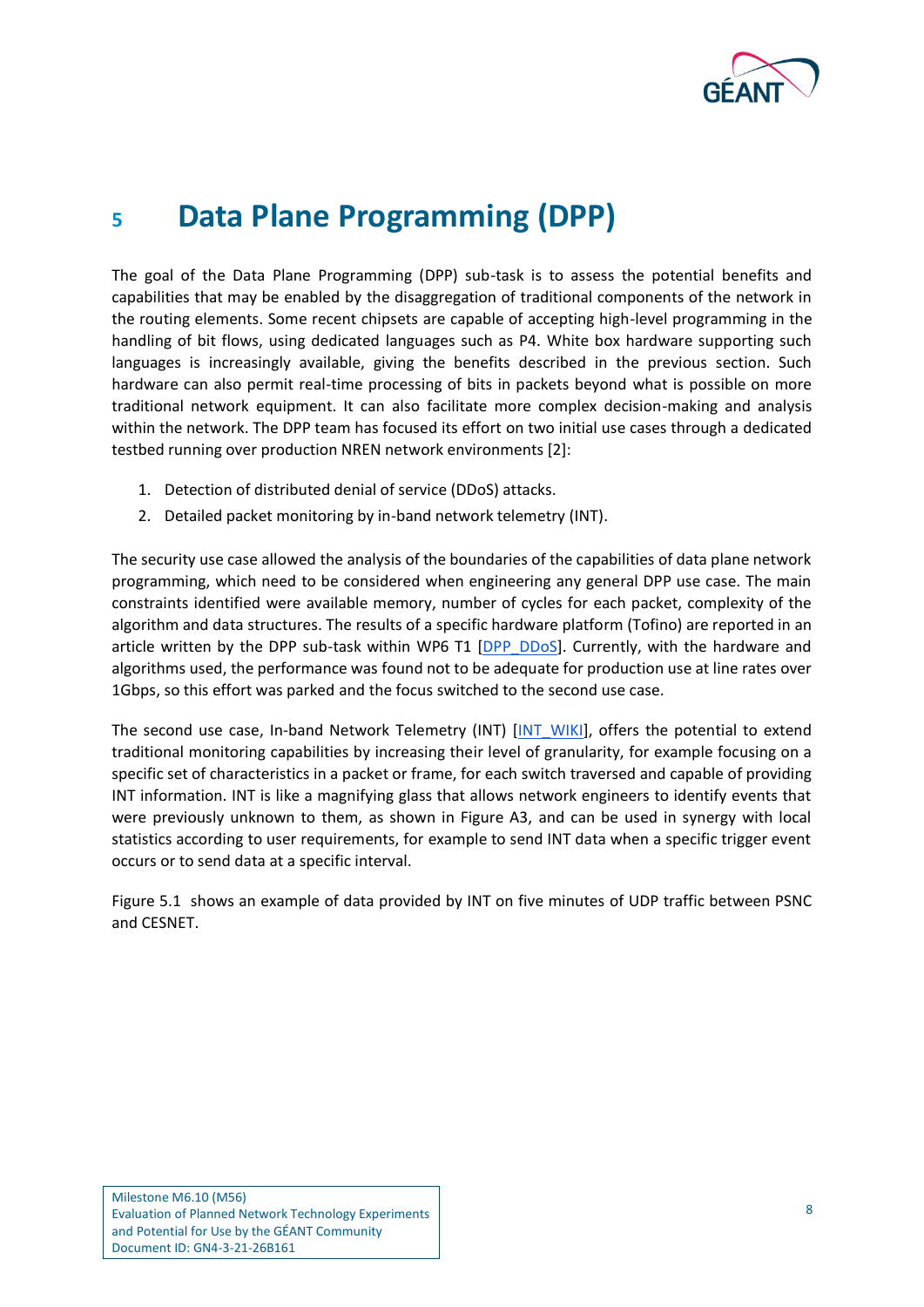# 5 Data Plane Programming (DPP)

The goal of the Data Plane Programming (DPP) sub-task is to assess the potential benefits and capabilities that may be enabled by the disaggregation of traditional components of the network in the routing elements. Some recent chipsets are capable of accepting high-level programming in the handling of bit flows, using dedicated languages such as P4. White box hardware supporting such languages is increasingly available, giving the benefits described in the previous section. Such hardware can also permit real-time processing of bits in packets beyond what is possible on more traditional network equipment. It can also facilitate more complex decision-making and analysis within the network. The DPP team has focused its effort on two initial use cases through a dedicated testbed running over production NREN network environments [2]:

1. Detection of distributed denial of service (DDoS) attacks.
2. Detailed packet monitoring by in-band network telemetry (INT).

The security use case allowed the analysis of the boundaries of the capabilities of data plane network programming, which need to be considered when engineering any general DPP use case. The main constraints identified were available memory, number of cycles for each packet, complexity of the algorithm and data structures. The results of a specific hardware platform (Tofino) are reported in an article written by the DPP sub-task within WP6 T1 [DPP_DDoS]. Currently, with the hardware and algorithms used, the performance was found not to be adequate for production use at line rates over 1Gbps, so this effort was parked and the focus switched to the second use case.

The second use case, In-band Network Telemetry (INT) [INT_WIKI], offers the potential to extend traditional monitoring capabilities by increasing their level of granularity, for example focusing on a specific set of characteristics in a packet or frame, for each switch traversed and capable of providing INT information. INT is like a magnifying glass that allows network engineers to identify events that were previously unknown to them, as shown in Figure A3, and can be used in synergy with local statistics according to user requirements, for example to send INT data when a specific trigger event occurs or to send data at a specific interval.

Figure 5.1 shows an example of data provided by INT on five minutes of UDP traffic between PSNC and CESNET.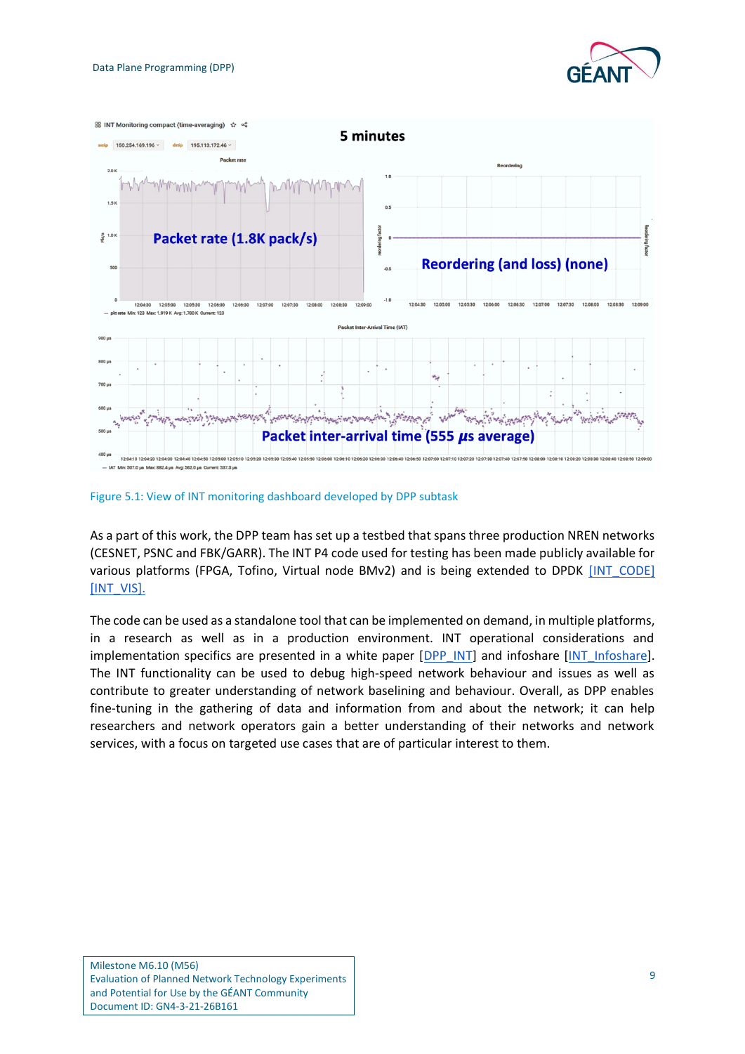Figure 5.1: View of INT monitoring dashboard developed by DPP subtask

As a part of this work, the DPP team has set up a testbed that spans three production NREN networks (CESNET, PSNC and FBK/GARR). The INT P4 code used for testing has been made publicly available for various platforms (FPGA, Tofino, Virtual node BMv2) and is being extended to DPDK [INT_CODE] [INT_VIS].

The code can be used as a standalone tool that can be implemented on demand, in multiple platforms, in a research as well as in a production environment. INT operational considerations and implementation specifics are presented in a white paper [DPP_INT] and infoshare [INT_Infoshare]. The INT functionality can be used to debug high-speed network behaviour and issues as well as contribute to greater understanding of network baselining and behaviour. Overall, as DPP enables fine-tuning in the gathering of data and information from and about the network; it can help researchers and network operators gain a better understanding of their networks and network services, with a focus on targeted use cases that are of particular interest to them.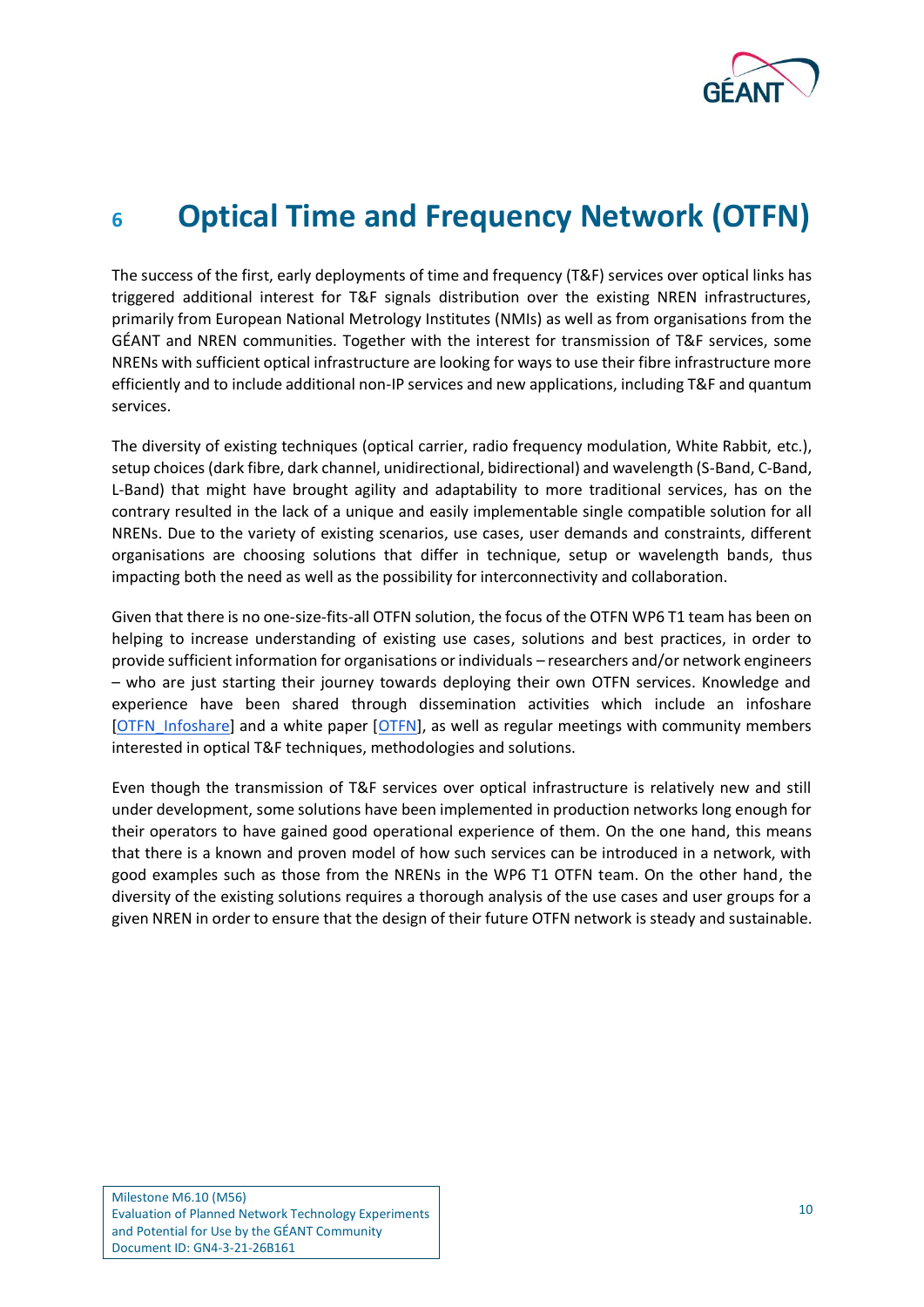# 6 Optical Time and Frequency Network (OTFN)

The success of the first, early deployments of time and frequency (T&F) services over optical links has triggered additional interest for T&F signals distribution over the existing NREN infrastructures, primarily from European National Metrology Institutes (NMIs) as well as from organisations from the GÉANT and NREN communities. Together with the interest for transmission of T&F services, some NRENs with sufficient optical infrastructure are looking for ways to use their fibre infrastructure more efficiently and to include additional non-IP services and new applications, including T&F and quantum services.

The diversity of existing techniques (optical carrier, radio frequency modulation, White Rabbit, etc.), setup choices (dark fibre, dark channel, unidirectional, bidirectional) and wavelength (S-Band, C-Band, L-Band) that might have brought agility and adaptability to more traditional services, has on the contrary resulted in the lack of a unique and easily implementable single compatible solution for all NRENs. Due to the variety of existing scenarios, use cases, user demands and constraints, different organisations are choosing solutions that differ in technique, setup or wavelength bands, thus impacting both the need as well as the possibility for interconnectivity and collaboration.

Given that there is no one-size-fits-all OTFN solution, the focus of the OTFN WP6 T1 team has been on helping to increase understanding of existing use cases, solutions and best practices, in order to provide sufficient information for organisations or individuals – researchers and/or network engineers – who are just starting their journey towards deploying their own OTFN services. Knowledge and experience have been shared through dissemination activities which include an infoshare [OTFN_Infoshare] and a white paper [OTFN], as well as regular meetings with community members interested in optical T&F techniques, methodologies and solutions.

Even though the transmission of T&F services over optical infrastructure is relatively new and still under development, some solutions have been implemented in production networks long enough for their operators to have gained good operational experience of them. On the one hand, this means that there is a known and proven model of how such services can be introduced in a network, with good examples such as those from the NRENs in the WP6 T1 OTFN team. On the other hand, the diversity of the existing solutions requires a thorough analysis of the use cases and user groups for a given NREN in order to ensure that the design of their future OTFN network is steady and sustainable.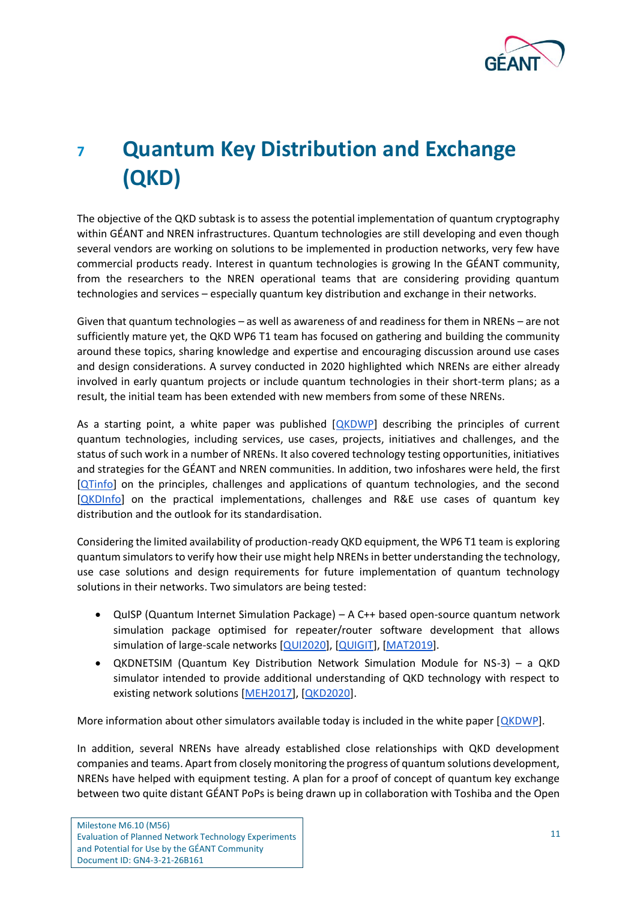# 7 Quantum Key Distribution and Exchange (QKD)

The objective of the QKD subtask is to assess the potential implementation of quantum cryptography within GÉANT and NREN infrastructures. Quantum technologies are still developing and even though several vendors are working on solutions to be implemented in production networks, very few have commercial products ready. Interest in quantum technologies is growing In the GÉANT community, from the researchers to the NREN operational teams that are considering providing quantum technologies and services – especially quantum key distribution and exchange in their networks.

Given that quantum technologies – as well as awareness of and readiness for them in NRENs – are not sufficiently mature yet, the QKD WP6 T1 team has focused on gathering and building the community around these topics, sharing knowledge and expertise and encouraging discussion around use cases and design considerations. A survey conducted in 2020 highlighted which NRENs are either already involved in early quantum projects or include quantum technologies in their short-term plans; as a result, the initial team has been extended with new members from some of these NRENs.

As a starting point, a white paper was published [QKDWP] describing the principles of current quantum technologies, including services, use cases, projects, initiatives and challenges, and the status of such work in a number of NRENs. It also covered technology testing opportunities, initiatives and strategies for the GÉANT and NREN communities. In addition, two infoshares were held, the first [QTinfo] on the principles, challenges and applications of quantum technologies, and the second [QKDInfo] on the practical implementations, challenges and R&E use cases of quantum key distribution and the outlook for its standardisation.

Considering the limited availability of production-ready QKD equipment, the WP6 T1 team is exploring quantum simulators to verify how their use might help NRENs in better understanding the technology, use case solutions and design requirements for future implementation of quantum technology solutions in their networks. Two simulators are being tested:

- QuISP (Quantum Internet Simulation Package) – A C++ based open-source quantum network simulation package optimised for repeater/router software development that allows simulation of large-scale networks [QUI2020], [QUIGIT], [MAT2019].
- QKDNETSIM (Quantum Key Distribution Network Simulation Module for NS-3) – a QKD simulator intended to provide additional understanding of QKD technology with respect to existing network solutions [MEH2017], [QKD2020].

More information about other simulators available today is included in the white paper [QKDWP].

In addition, several NRENs have already established close relationships with QKD development companies and teams. Apart from closely monitoring the progress of quantum solutions development, NRENs have helped with equipment testing. A plan for a proof of concept of quantum key exchange between two quite distant GÉANT PoPs is being drawn up in collaboration with Toshiba and the Open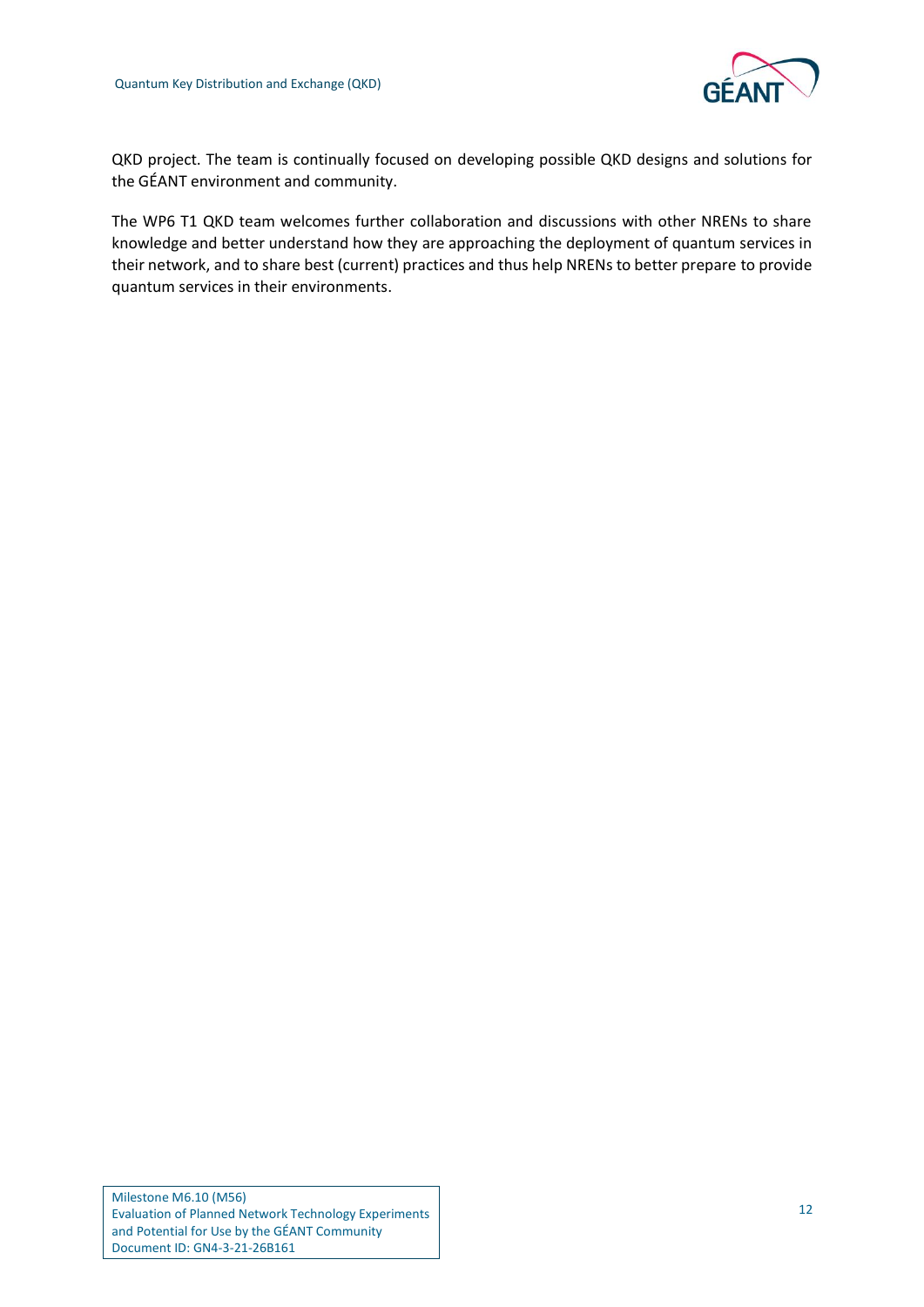QKD project. The team is continually focused on developing possible QKD designs and solutions for the GÉANT environment and community.

The WP6 T1 QKD team welcomes further collaboration and discussions with other NRENs to share knowledge and better understand how they are approaching the deployment of quantum services in their network, and to share best (current) practices and thus help NRENs to better prepare to provide quantum services in their environments.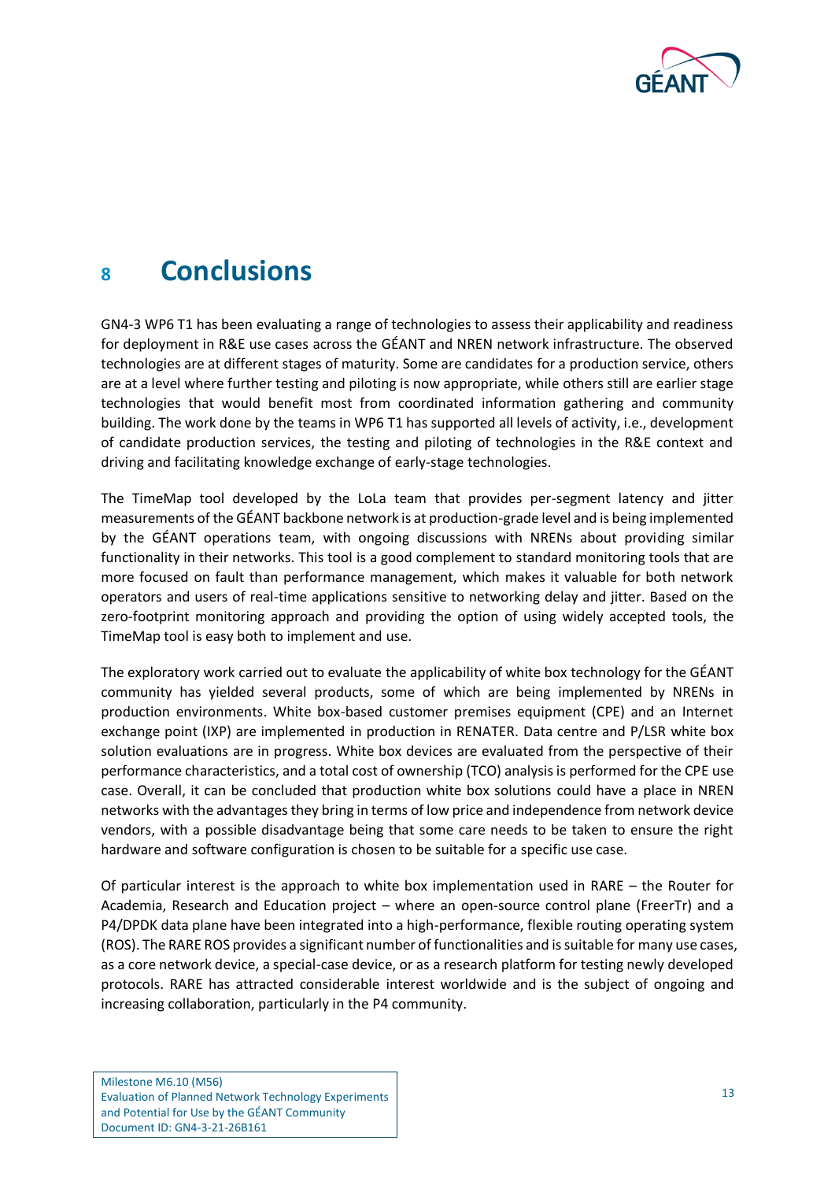# 8 Conclusions

GN4-3 WP6 T1 has been evaluating a range of technologies to assess their applicability and readiness for deployment in R&E use cases across the GÉANT and NREN network infrastructure. The observed technologies are at different stages of maturity. Some are candidates for a production service, others are at a level where further testing and piloting is now appropriate, while others still are earlier stage technologies that would benefit most from coordinated information gathering and community building. The work done by the teams in WP6 T1 has supported all levels of activity, i.e., development of candidate production services, the testing and piloting of technologies in the R&E context and driving and facilitating knowledge exchange of early-stage technologies.

The TimeMap tool developed by the LoLa team that provides per-segment latency and jitter measurements of the GÉANT backbone network is at production-grade level and is being implemented by the GÉANT operations team, with ongoing discussions with NRENs about providing similar functionality in their networks. This tool is a good complement to standard monitoring tools that are more focused on fault than performance management, which makes it valuable for both network operators and users of real-time applications sensitive to networking delay and jitter. Based on the zero-footprint monitoring approach and providing the option of using widely accepted tools, the TimeMap tool is easy both to implement and use.

The exploratory work carried out to evaluate the applicability of white box technology for the GÉANT community has yielded several products, some of which are being implemented by NRENs in production environments. White box-based customer premises equipment (CPE) and an Internet exchange point (IXP) are implemented in production in RENATER. Data centre and P/LSR white box solution evaluations are in progress. White box devices are evaluated from the perspective of their performance characteristics, and a total cost of ownership (TCO) analysis is performed for the CPE use case. Overall, it can be concluded that production white box solutions could have a place in NREN networks with the advantages they bring in terms of low price and independence from network device vendors, with a possible disadvantage being that some care needs to be taken to ensure the right hardware and software configuration is chosen to be suitable for a specific use case.

Of particular interest is the approach to white box implementation used in RARE – the Router for Academia, Research and Education project – where an open-source control plane (FreerTr) and a P4/DPDK data plane have been integrated into a high-performance, flexible routing operating system (ROS). The RARE ROS provides a significant number of functionalities and is suitable for many use cases, as a core network device, a special-case device, or as a research platform for testing newly developed protocols. RARE has attracted considerable interest worldwide and is the subject of ongoing and increasing collaboration, particularly in the P4 community.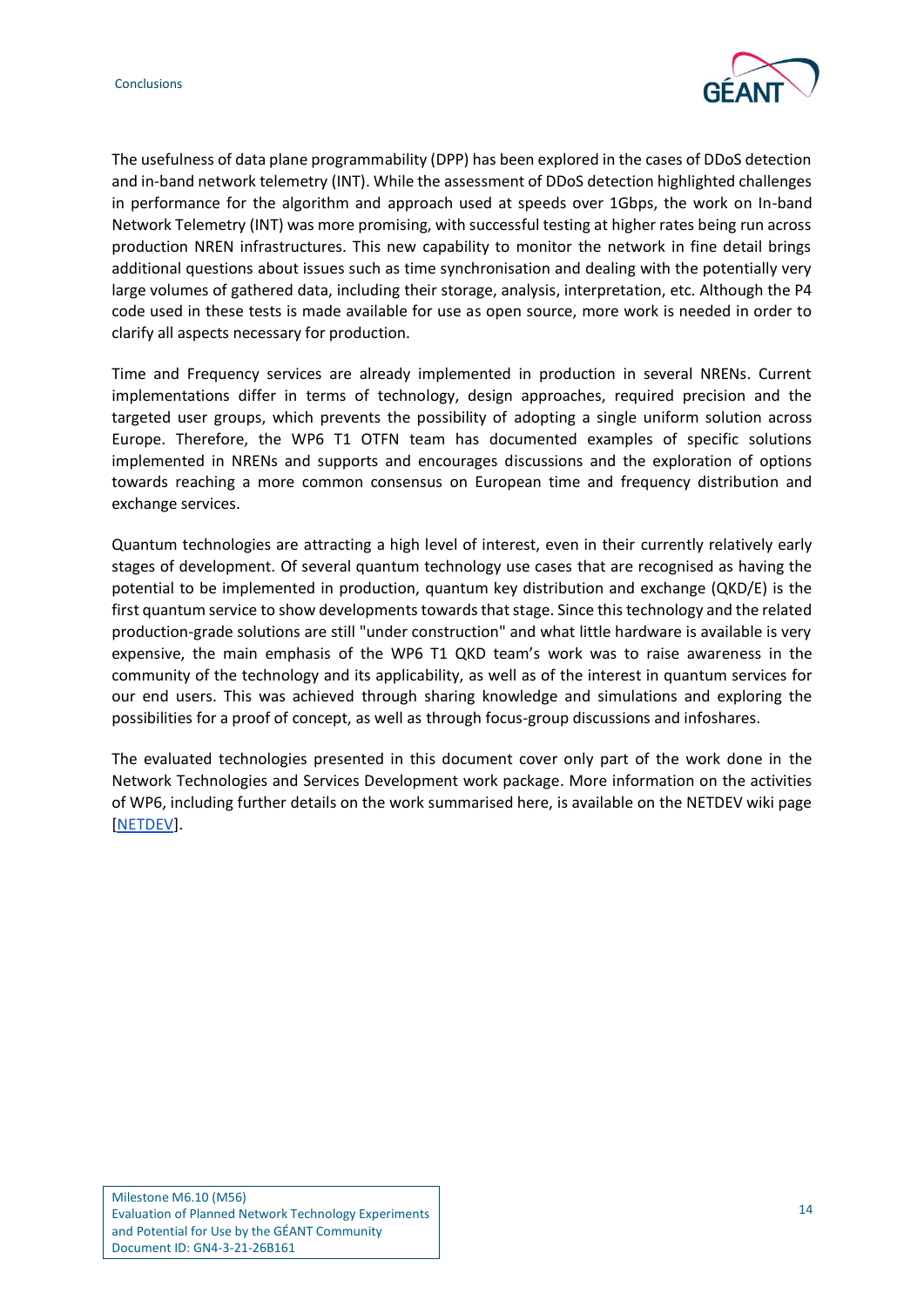The usefulness of data plane programmability (DPP) has been explored in the cases of DDoS detection and in-band network telemetry (INT). While the assessment of DDoS detection highlighted challenges in performance for the algorithm and approach used at speeds over 1Gbps, the work on In-band Network Telemetry (INT) was more promising, with successful testing at higher rates being run across production NREN infrastructures. This new capability to monitor the network in fine detail brings additional questions about issues such as time synchronisation and dealing with the potentially very large volumes of gathered data, including their storage, analysis, interpretation, etc. Although the P4 code used in these tests is made available for use as open source, more work is needed in order to clarify all aspects necessary for production.

Time and Frequency services are already implemented in production in several NRENs. Current implementations differ in terms of technology, design approaches, required precision and the targeted user groups, which prevents the possibility of adopting a single uniform solution across Europe. Therefore, the WP6 T1 OTFN team has documented examples of specific solutions implemented in NRENs and supports and encourages discussions and the exploration of options towards reaching a more common consensus on European time and frequency distribution and exchange services.

Quantum technologies are attracting a high level of interest, even in their currently relatively early stages of development. Of several quantum technology use cases that are recognised as having the potential to be implemented in production, quantum key distribution and exchange (QKD/E) is the first quantum service to show developments towards that stage. Since this technology and the related production-grade solutions are still "under construction" and what little hardware is available is very expensive, the main emphasis of the WP6 T1 QKD team's work was to raise awareness in the community of the technology and its applicability, as well as of the interest in quantum services for our end users. This was achieved through sharing knowledge and simulations and exploring the possibilities for a proof of concept, as well as through focus-group discussions and infoshares.

The evaluated technologies presented in this document cover only part of the work done in the Network Technologies and Services Development work package. More information on the activities of WP6, including further details on the work summarised here, is available on the NETDEV wiki page [NETDEV].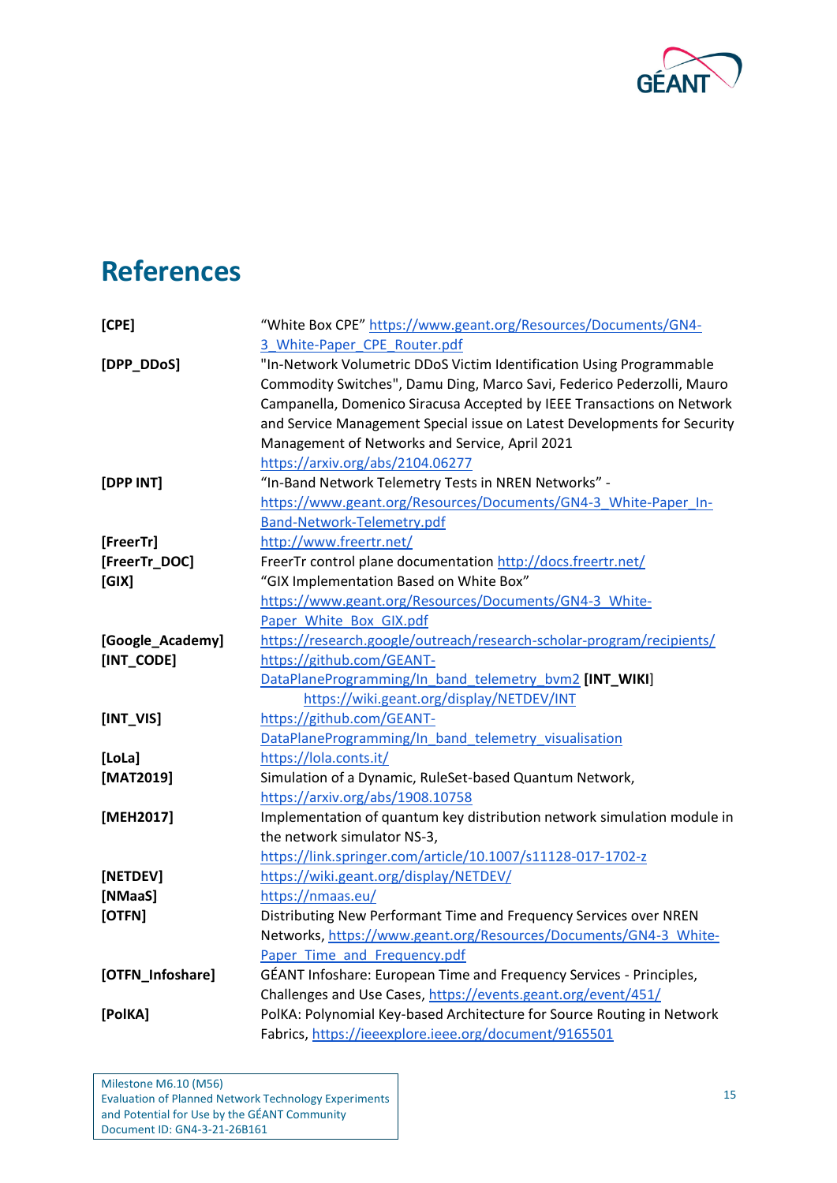# References

| | |
|---|---|
| **[CPE]** | "White Box CPE" https://www.geant.org/Resources/Documents/GN4-3_White-Paper_CPE_Router.pdf |
| **[DPP_DDoS]** | "In-Network Volumetric DDoS Victim Identification Using Programmable Commodity Switches", Damu Ding, Marco Savi, Federico Pederzolli, Mauro Campanella, Domenico Siracusa Accepted by IEEE Transactions on Network and Service Management Special issue on Latest Developments for Security Management of Networks and Service, April 2021 https://arxiv.org/abs/2104.06277 |
| **[DPP INT]** | "In-Band Network Telemetry Tests in NREN Networks" - https://www.geant.org/Resources/Documents/GN4-3_White-Paper_In-Band-Network-Telemetry.pdf |
| **[FreerTr]** | http://www.freertr.net/ |
| **[FreerTr_DOC]** | FreerTr control plane documentation http://docs.freertr.net/ |
| **[GIX]** | "GIX Implementation Based on White Box" https://www.geant.org/Resources/Documents/GN4-3_White-Paper_White_Box_GIX.pdf |
| **[Google_Academy]** | https://research.google/outreach/research-scholar-program/recipients/ |
| **[INT_CODE]** | https://github.com/GEANT-DataPlaneProgramming/In_band_telemetry_bvm2 **[INT_WIKI]** https://wiki.geant.org/display/NETDEV/INT |
| **[INT_VIS]** | https://github.com/GEANT-DataPlaneProgramming/In_band_telemetry_visualisation |
| **[LoLa]** | https://lola.conts.it/ |
| **[MAT2019]** | Simulation of a Dynamic, RuleSet-based Quantum Network, https://arxiv.org/abs/1908.10758 |
| **[MEH2017]** | Implementation of quantum key distribution network simulation module in the network simulator NS-3, https://link.springer.com/article/10.1007/s11128-017-1702-z |
| **[NETDEV]** | https://wiki.geant.org/display/NETDEV/ |
| **[NMaaS]** | https://nmaas.eu/ |
| **[OTFN]** | Distributing New Performant Time and Frequency Services over NREN Networks, https://www.geant.org/Resources/Documents/GN4-3_White-Paper_Time_and_Frequency.pdf |
| **[OTFN_Infoshare]** | GÉANT Infoshare: European Time and Frequency Services - Principles, Challenges and Use Cases, https://events.geant.org/event/451/ |
| **[PolKA]** | PolKA: Polynomial Key-based Architecture for Source Routing in Network Fabrics, https://ieeexplore.ieee.org/document/9165501 |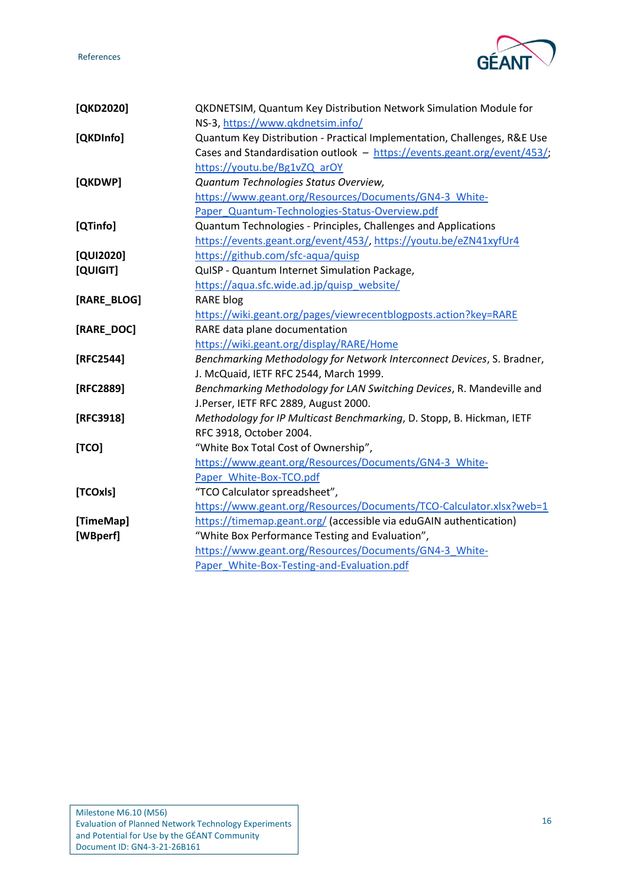| | |
|---|---|
| **[QKD2020]** | QKDNETSIM, Quantum Key Distribution Network Simulation Module for NS-3, https://www.qkdnetsim.info/ |
| **[QKDInfo]** | Quantum Key Distribution - Practical Implementation, Challenges, R&E Use Cases and Standardisation outlook – https://events.geant.org/event/453/; https://youtu.be/Bg1vZQ_arOY |
| **[QKDWP]** | *Quantum Technologies Status Overview,* https://www.geant.org/Resources/Documents/GN4-3_White-Paper_Quantum-Technologies-Status-Overview.pdf |
| **[QTinfo]** | Quantum Technologies - Principles, Challenges and Applications https://events.geant.org/event/453/, https://youtu.be/eZN41xyfUr4 |
| **[QUI2020]** | https://github.com/sfc-aqua/quisp |
| **[QUIGIT]** | QuISP - Quantum Internet Simulation Package, https://aqua.sfc.wide.ad.jp/quisp_website/ |
| **[RARE_BLOG]** | RARE blog https://wiki.geant.org/pages/viewrecentblogposts.action?key=RARE |
| **[RARE_DOC]** | RARE data plane documentation https://wiki.geant.org/display/RARE/Home |
| **[RFC2544]** | *Benchmarking Methodology for Network Interconnect Devices*, S. Bradner, J. McQuaid, IETF RFC 2544, March 1999. |
| **[RFC2889]** | *Benchmarking Methodology for LAN Switching Devices*, R. Mandeville and J.Perser, IETF RFC 2889, August 2000. |
| **[RFC3918]** | *Methodology for IP Multicast Benchmarking*, D. Stopp, B. Hickman, IETF RFC 3918, October 2004. |
| **[TCO]** | "White Box Total Cost of Ownership", https://www.geant.org/Resources/Documents/GN4-3_White-Paper_White-Box-TCO.pdf |
| **[TCOxls]** | "TCO Calculator spreadsheet", https://www.geant.org/Resources/Documents/TCO-Calculator.xlsx?web=1 |
| **[TimeMap]** | https://timemap.geant.org/ (accessible via eduGAIN authentication) |
| **[WBperf]** | "White Box Performance Testing and Evaluation", https://www.geant.org/Resources/Documents/GN4-3_White-Paper_White-Box-Testing-and-Evaluation.pdf |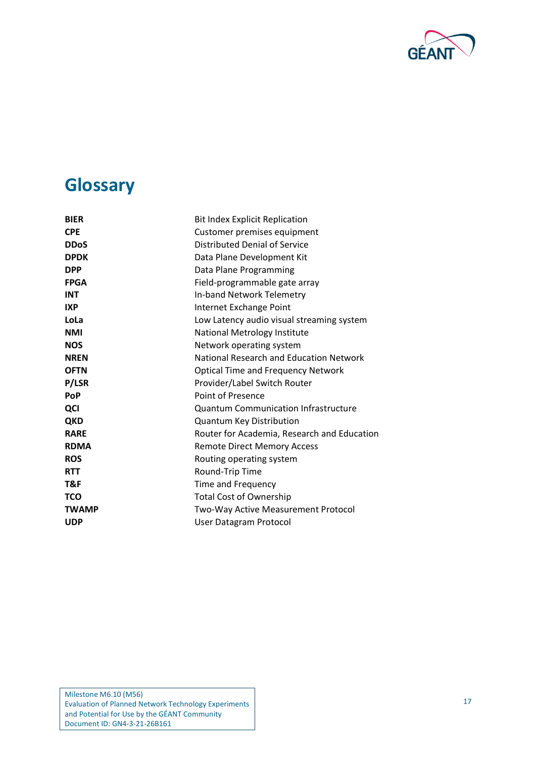# Glossary

| | |
|---|---|
| **BIER** | Bit Index Explicit Replication |
| **CPE** | Customer premises equipment |
| **DDoS** | Distributed Denial of Service |
| **DPDK** | Data Plane Development Kit |
| **DPP** | Data Plane Programming |
| **FPGA** | Field-programmable gate array |
| **INT** | In-band Network Telemetry |
| **IXP** | Internet Exchange Point |
| **LoLa** | Low Latency audio visual streaming system |
| **NMI** | National Metrology Institute |
| **NOS** | Network operating system |
| **NREN** | National Research and Education Network |
| **OFTN** | Optical Time and Frequency Network |
| **P/LSR** | Provider/Label Switch Router |
| **PoP** | Point of Presence |
| **QCI** | Quantum Communication Infrastructure |
| **QKD** | Quantum Key Distribution |
| **RARE** | Router for Academia, Research and Education |
| **RDMA** | Remote Direct Memory Access |
| **ROS** | Routing operating system |
| **RTT** | Round-Trip Time |
| **T&F** | Time and Frequency |
| **TCO** | Total Cost of Ownership |
| **TWAMP** | Two-Way Active Measurement Protocol |
| **UDP** | User Datagram Protocol |